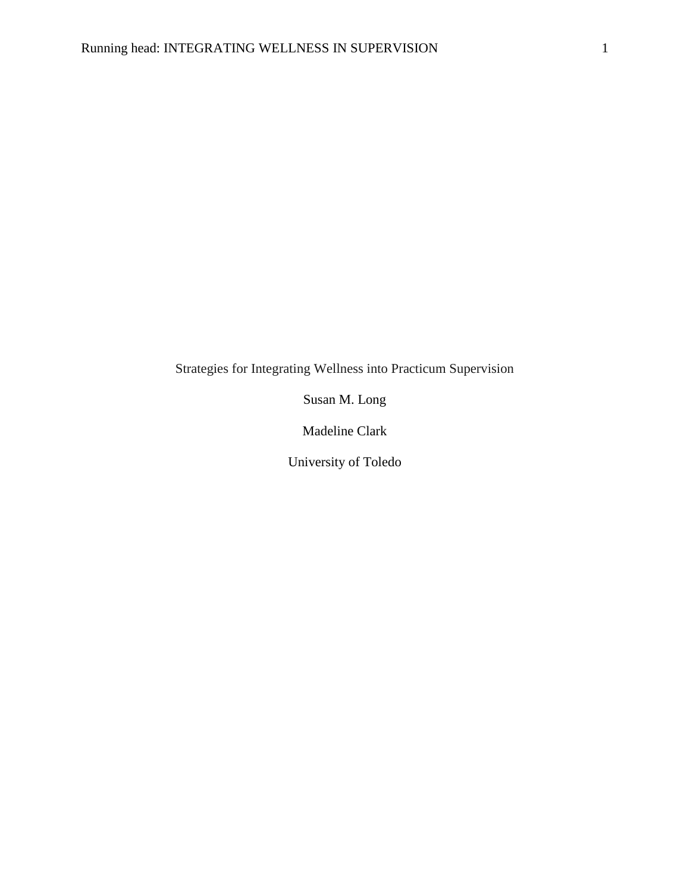# Strategies for Integrating Wellness into Practicum Supervision

Susan M. Long

Madeline Clark

University of Toledo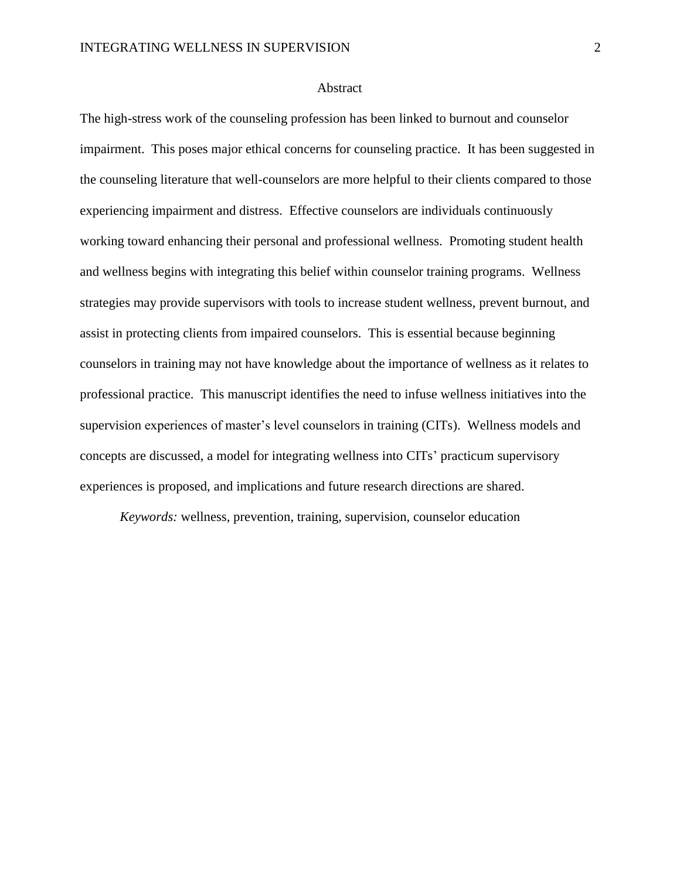# Abstract

The high-stress work of the counseling profession has been linked to burnout and counselor impairment. This poses major ethical concerns for counseling practice. It has been suggested in the counseling literature that well-counselors are more helpful to their clients compared to those experiencing impairment and distress. Effective counselors are individuals continuously working toward enhancing their personal and professional wellness. Promoting student health and wellness begins with integrating this belief within counselor training programs. Wellness strategies may provide supervisors with tools to increase student wellness, prevent burnout, and assist in protecting clients from impaired counselors. This is essential because beginning counselors in training may not have knowledge about the importance of wellness as it relates to professional practice. This manuscript identifies the need to infuse wellness initiatives into the supervision experiences of master's level counselors in training (CITs). Wellness models and concepts are discussed, a model for integrating wellness into CITs' practicum supervisory experiences is proposed, and implications and future research directions are shared.

*Keywords:* wellness, prevention, training, supervision, counselor education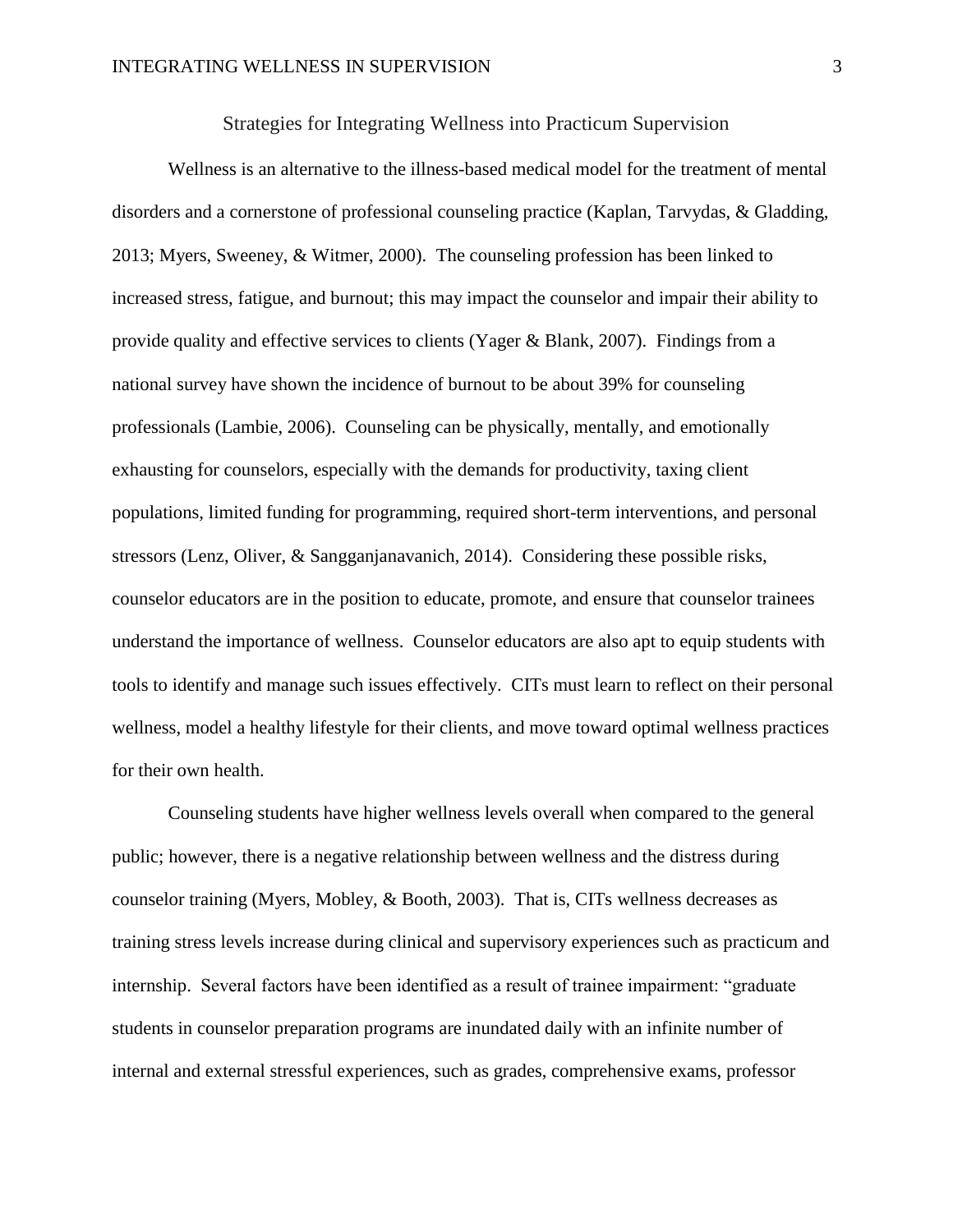# Strategies for Integrating Wellness into Practicum Supervision

Wellness is an alternative to the illness-based medical model for the treatment of mental disorders and a cornerstone of professional counseling practice (Kaplan, Tarvydas, & Gladding, 2013; Myers, Sweeney, & Witmer, 2000). The counseling profession has been linked to increased stress, fatigue, and burnout; this may impact the counselor and impair their ability to provide quality and effective services to clients (Yager & Blank, 2007). Findings from a national survey have shown the incidence of burnout to be about 39% for counseling professionals (Lambie, 2006). Counseling can be physically, mentally, and emotionally exhausting for counselors, especially with the demands for productivity, taxing client populations, limited funding for programming, required short-term interventions, and personal stressors (Lenz, Oliver, & Sangganjanavanich, 2014). Considering these possible risks, counselor educators are in the position to educate, promote, and ensure that counselor trainees understand the importance of wellness. Counselor educators are also apt to equip students with tools to identify and manage such issues effectively. CITs must learn to reflect on their personal wellness, model a healthy lifestyle for their clients, and move toward optimal wellness practices for their own health.

Counseling students have higher wellness levels overall when compared to the general public; however, there is a negative relationship between wellness and the distress during counselor training (Myers, Mobley, & Booth, 2003). That is, CITs wellness decreases as training stress levels increase during clinical and supervisory experiences such as practicum and internship. Several factors have been identified as a result of trainee impairment: "graduate students in counselor preparation programs are inundated daily with an infinite number of internal and external stressful experiences, such as grades, comprehensive exams, professor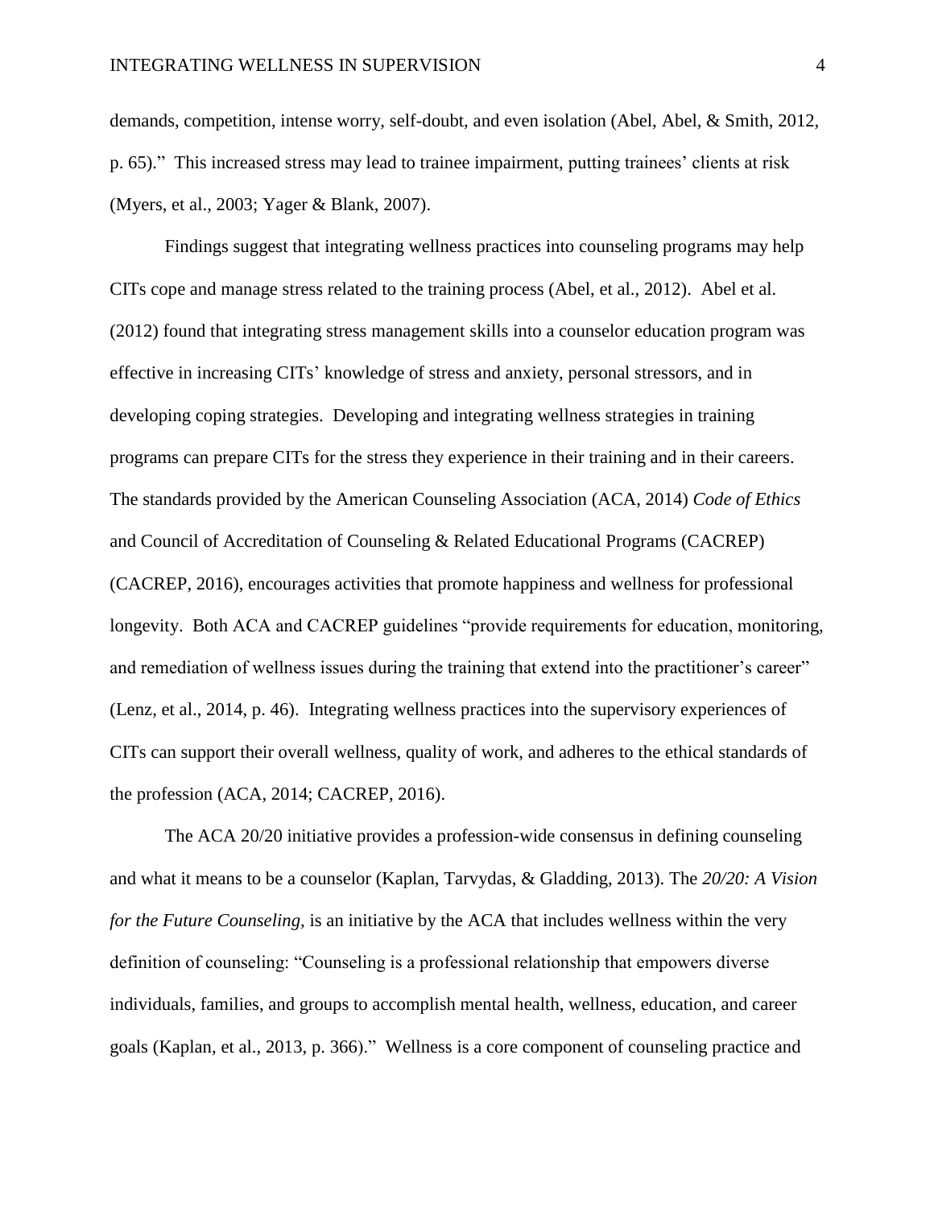demands, competition, intense worry, self-doubt, and even isolation (Abel, Abel, & Smith, 2012, p. 65)." This increased stress may lead to trainee impairment, putting trainees' clients at risk (Myers, et al., 2003; Yager & Blank, 2007).

Findings suggest that integrating wellness practices into counseling programs may help CITs cope and manage stress related to the training process (Abel, et al., 2012). Abel et al. (2012) found that integrating stress management skills into a counselor education program was effective in increasing CITs' knowledge of stress and anxiety, personal stressors, and in developing coping strategies. Developing and integrating wellness strategies in training programs can prepare CITs for the stress they experience in their training and in their careers. The standards provided by the American Counseling Association (ACA, 2014) *Code of Ethics* and Council of Accreditation of Counseling & Related Educational Programs (CACREP) (CACREP, 2016), encourages activities that promote happiness and wellness for professional longevity. Both ACA and CACREP guidelines "provide requirements for education, monitoring, and remediation of wellness issues during the training that extend into the practitioner's career" (Lenz, et al., 2014, p. 46). Integrating wellness practices into the supervisory experiences of CITs can support their overall wellness, quality of work, and adheres to the ethical standards of the profession (ACA, 2014; CACREP, 2016).

The ACA 20/20 initiative provides a profession-wide consensus in defining counseling and what it means to be a counselor (Kaplan, Tarvydas, & Gladding, 2013). The *20/20: A Vision for the Future Counseling,* is an initiative by the ACA that includes wellness within the very definition of counseling: "Counseling is a professional relationship that empowers diverse individuals, families, and groups to accomplish mental health, wellness, education, and career goals (Kaplan, et al., 2013, p. 366)." Wellness is a core component of counseling practice and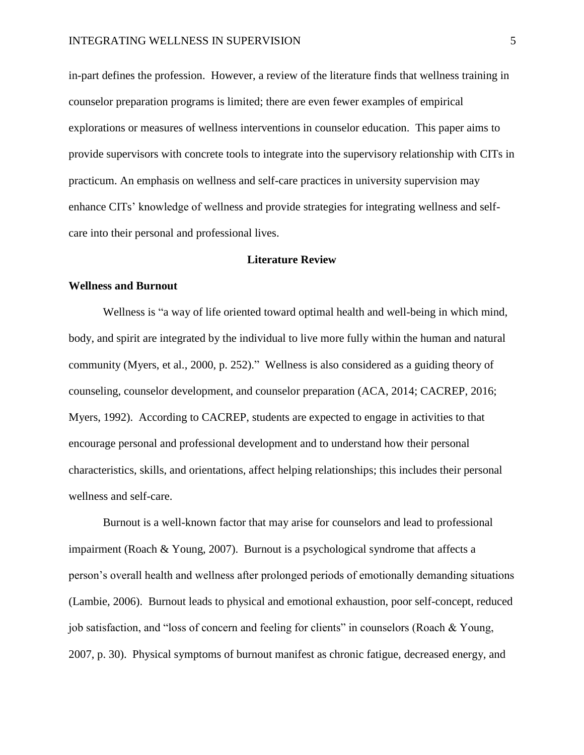in-part defines the profession. However, a review of the literature finds that wellness training in counselor preparation programs is limited; there are even fewer examples of empirical explorations or measures of wellness interventions in counselor education. This paper aims to provide supervisors with concrete tools to integrate into the supervisory relationship with CITs in practicum. An emphasis on wellness and self-care practices in university supervision may enhance CITs' knowledge of wellness and provide strategies for integrating wellness and self-care into their personal and professional lives.

## Literature Review

### Wellness and Burnout

Wellness is "a way of life oriented toward optimal health and well-being in which mind, body, and spirit are integrated by the individual to live more fully within the human and natural community (Myers, et al., 2000, p. 252)." Wellness is also considered as a guiding theory of counseling, counselor development, and counselor preparation (ACA, 2014; CACREP, 2016; Myers, 1992). According to CACREP, students are expected to engage in activities to that encourage personal and professional development and to understand how their personal characteristics, skills, and orientations, affect helping relationships; this includes their personal wellness and self-care.

Burnout is a well-known factor that may arise for counselors and lead to professional impairment (Roach & Young, 2007). Burnout is a psychological syndrome that affects a person's overall health and wellness after prolonged periods of emotionally demanding situations (Lambie, 2006). Burnout leads to physical and emotional exhaustion, poor self-concept, reduced job satisfaction, and "loss of concern and feeling for clients" in counselors (Roach & Young, 2007, p. 30). Physical symptoms of burnout manifest as chronic fatigue, decreased energy, and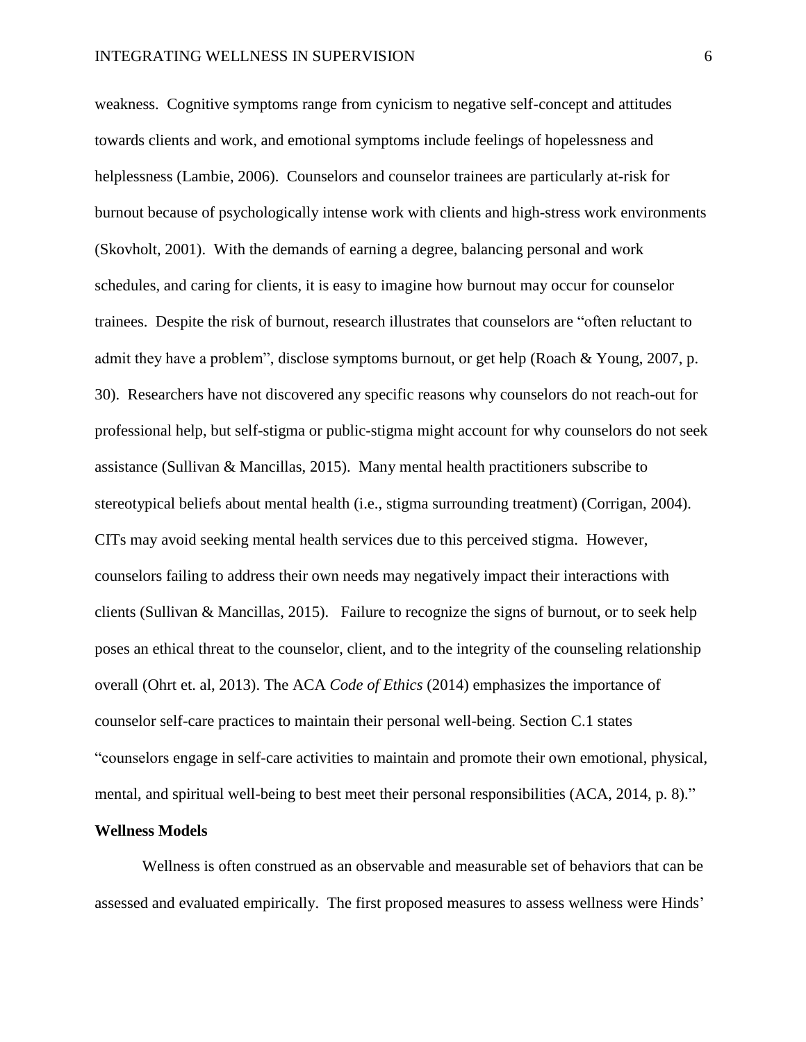weakness. Cognitive symptoms range from cynicism to negative self-concept and attitudes towards clients and work, and emotional symptoms include feelings of hopelessness and helplessness (Lambie, 2006). Counselors and counselor trainees are particularly at-risk for burnout because of psychologically intense work with clients and high-stress work environments (Skovholt, 2001). With the demands of earning a degree, balancing personal and work schedules, and caring for clients, it is easy to imagine how burnout may occur for counselor trainees. Despite the risk of burnout, research illustrates that counselors are "often reluctant to admit they have a problem", disclose symptoms burnout, or get help (Roach & Young, 2007, p. 30). Researchers have not discovered any specific reasons why counselors do not reach-out for professional help, but self-stigma or public-stigma might account for why counselors do not seek assistance (Sullivan & Mancillas, 2015). Many mental health practitioners subscribe to stereotypical beliefs about mental health (i.e., stigma surrounding treatment) (Corrigan, 2004). CITs may avoid seeking mental health services due to this perceived stigma. However, counselors failing to address their own needs may negatively impact their interactions with clients (Sullivan & Mancillas, 2015). Failure to recognize the signs of burnout, or to seek help poses an ethical threat to the counselor, client, and to the integrity of the counseling relationship overall (Ohrt et. al, 2013). The ACA *Code of Ethics* (2014) emphasizes the importance of counselor self-care practices to maintain their personal well-being. Section C.1 states "counselors engage in self-care activities to maintain and promote their own emotional, physical, mental, and spiritual well-being to best meet their personal responsibilities (ACA, 2014, p. 8)."

**Wellness Models**

Wellness is often construed as an observable and measurable set of behaviors that can be assessed and evaluated empirically. The first proposed measures to assess wellness were Hinds'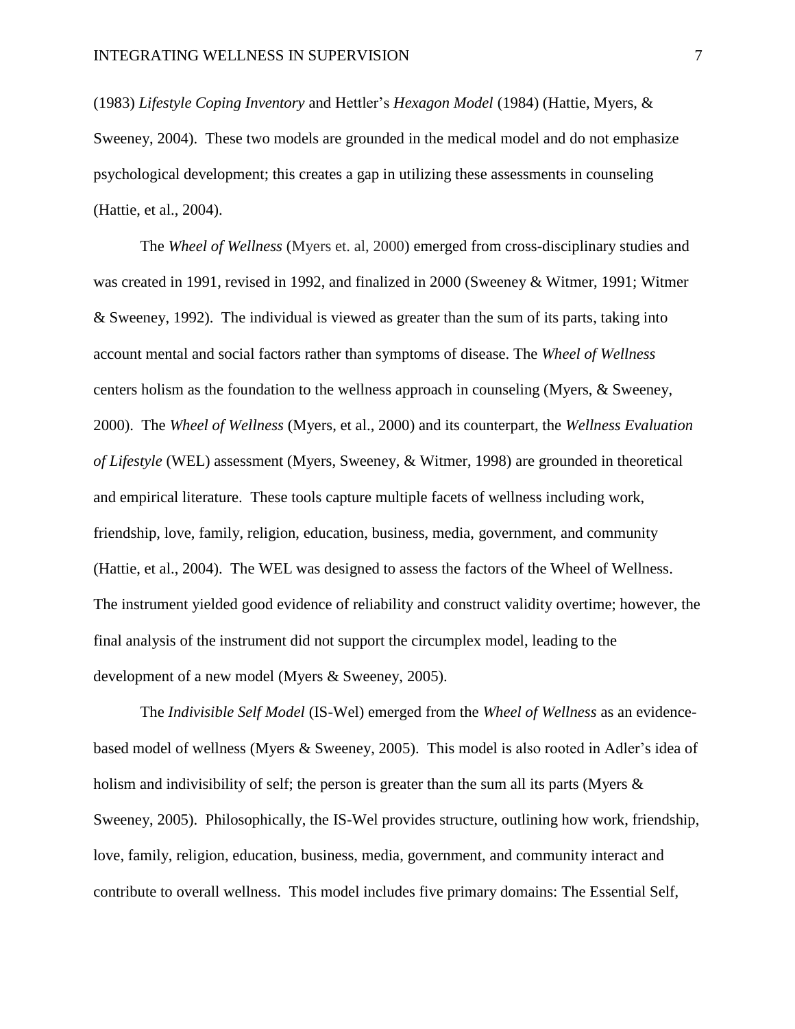(1983) *Lifestyle Coping Inventory* and Hettler's *Hexagon Model* (1984) (Hattie, Myers, & Sweeney, 2004). These two models are grounded in the medical model and do not emphasize psychological development; this creates a gap in utilizing these assessments in counseling (Hattie, et al., 2004).

The *Wheel of Wellness* (Myers et. al, 2000) emerged from cross-disciplinary studies and was created in 1991, revised in 1992, and finalized in 2000 (Sweeney & Witmer, 1991; Witmer & Sweeney, 1992). The individual is viewed as greater than the sum of its parts, taking into account mental and social factors rather than symptoms of disease. The *Wheel of Wellness* centers holism as the foundation to the wellness approach in counseling (Myers, & Sweeney, 2000). The *Wheel of Wellness* (Myers, et al., 2000) and its counterpart, the *Wellness Evaluation of Lifestyle* (WEL) assessment (Myers, Sweeney, & Witmer, 1998) are grounded in theoretical and empirical literature. These tools capture multiple facets of wellness including work, friendship, love, family, religion, education, business, media, government, and community (Hattie, et al., 2004). The WEL was designed to assess the factors of the Wheel of Wellness. The instrument yielded good evidence of reliability and construct validity overtime; however, the final analysis of the instrument did not support the circumplex model, leading to the development of a new model (Myers & Sweeney, 2005).

The *Indivisible Self Model* (IS-Wel) emerged from the *Wheel of Wellness* as an evidence-based model of wellness (Myers & Sweeney, 2005). This model is also rooted in Adler's idea of holism and indivisibility of self; the person is greater than the sum all its parts (Myers & Sweeney, 2005). Philosophically, the IS-Wel provides structure, outlining how work, friendship, love, family, religion, education, business, media, government, and community interact and contribute to overall wellness. This model includes five primary domains: The Essential Self,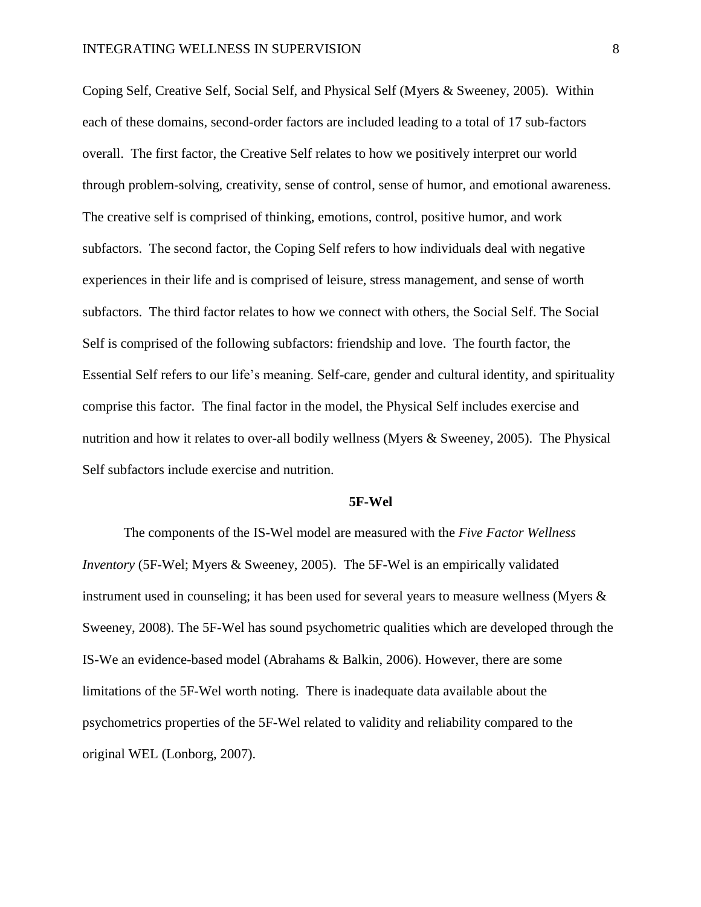Coping Self, Creative Self, Social Self, and Physical Self (Myers & Sweeney, 2005). Within each of these domains, second-order factors are included leading to a total of 17 sub-factors overall. The first factor, the Creative Self relates to how we positively interpret our world through problem-solving, creativity, sense of control, sense of humor, and emotional awareness. The creative self is comprised of thinking, emotions, control, positive humor, and work subfactors. The second factor, the Coping Self refers to how individuals deal with negative experiences in their life and is comprised of leisure, stress management, and sense of worth subfactors. The third factor relates to how we connect with others, the Social Self. The Social Self is comprised of the following subfactors: friendship and love. The fourth factor, the Essential Self refers to our life's meaning. Self-care, gender and cultural identity, and spirituality comprise this factor. The final factor in the model, the Physical Self includes exercise and nutrition and how it relates to over-all bodily wellness (Myers & Sweeney, 2005). The Physical Self subfactors include exercise and nutrition.

## 5F-Wel

The components of the IS-Wel model are measured with the *Five Factor Wellness Inventory* (5F-Wel; Myers & Sweeney, 2005). The 5F-Wel is an empirically validated instrument used in counseling; it has been used for several years to measure wellness (Myers & Sweeney, 2008). The 5F-Wel has sound psychometric qualities which are developed through the IS-We an evidence-based model (Abrahams & Balkin, 2006). However, there are some limitations of the 5F-Wel worth noting. There is inadequate data available about the psychometrics properties of the 5F-Wel related to validity and reliability compared to the original WEL (Lonborg, 2007).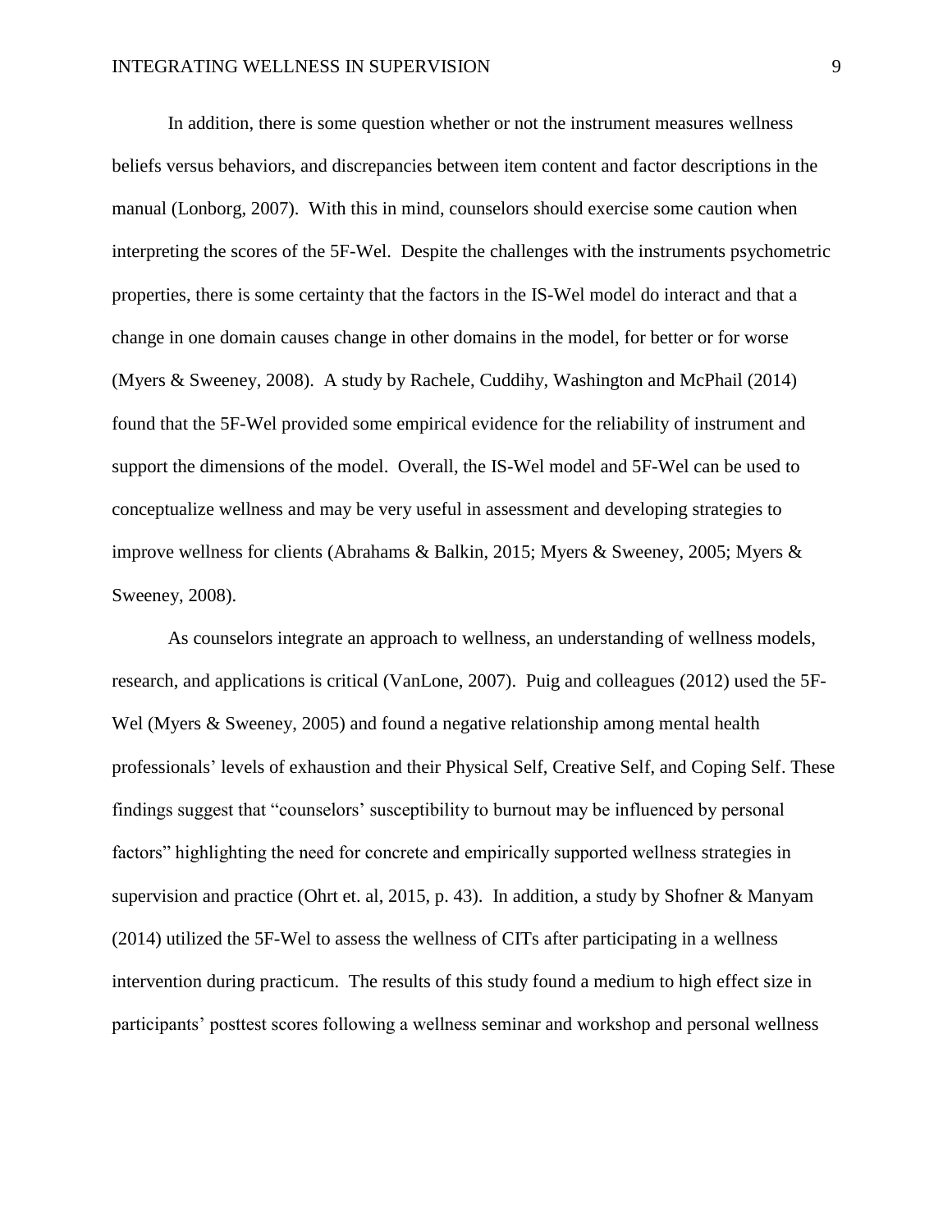In addition, there is some question whether or not the instrument measures wellness beliefs versus behaviors, and discrepancies between item content and factor descriptions in the manual (Lonborg, 2007). With this in mind, counselors should exercise some caution when interpreting the scores of the 5F-Wel. Despite the challenges with the instruments psychometric properties, there is some certainty that the factors in the IS-Wel model do interact and that a change in one domain causes change in other domains in the model, for better or for worse (Myers & Sweeney, 2008). A study by Rachele, Cuddihy, Washington and McPhail (2014) found that the 5F-Wel provided some empirical evidence for the reliability of instrument and support the dimensions of the model. Overall, the IS-Wel model and 5F-Wel can be used to conceptualize wellness and may be very useful in assessment and developing strategies to improve wellness for clients (Abrahams & Balkin, 2015; Myers & Sweeney, 2005; Myers & Sweeney, 2008).

As counselors integrate an approach to wellness, an understanding of wellness models, research, and applications is critical (VanLone, 2007). Puig and colleagues (2012) used the 5F-Wel (Myers & Sweeney, 2005) and found a negative relationship among mental health professionals' levels of exhaustion and their Physical Self, Creative Self, and Coping Self. These findings suggest that "counselors' susceptibility to burnout may be influenced by personal factors" highlighting the need for concrete and empirically supported wellness strategies in supervision and practice (Ohrt et. al, 2015, p. 43). In addition, a study by Shofner & Manyam (2014) utilized the 5F-Wel to assess the wellness of CITs after participating in a wellness intervention during practicum. The results of this study found a medium to high effect size in participants' posttest scores following a wellness seminar and workshop and personal wellness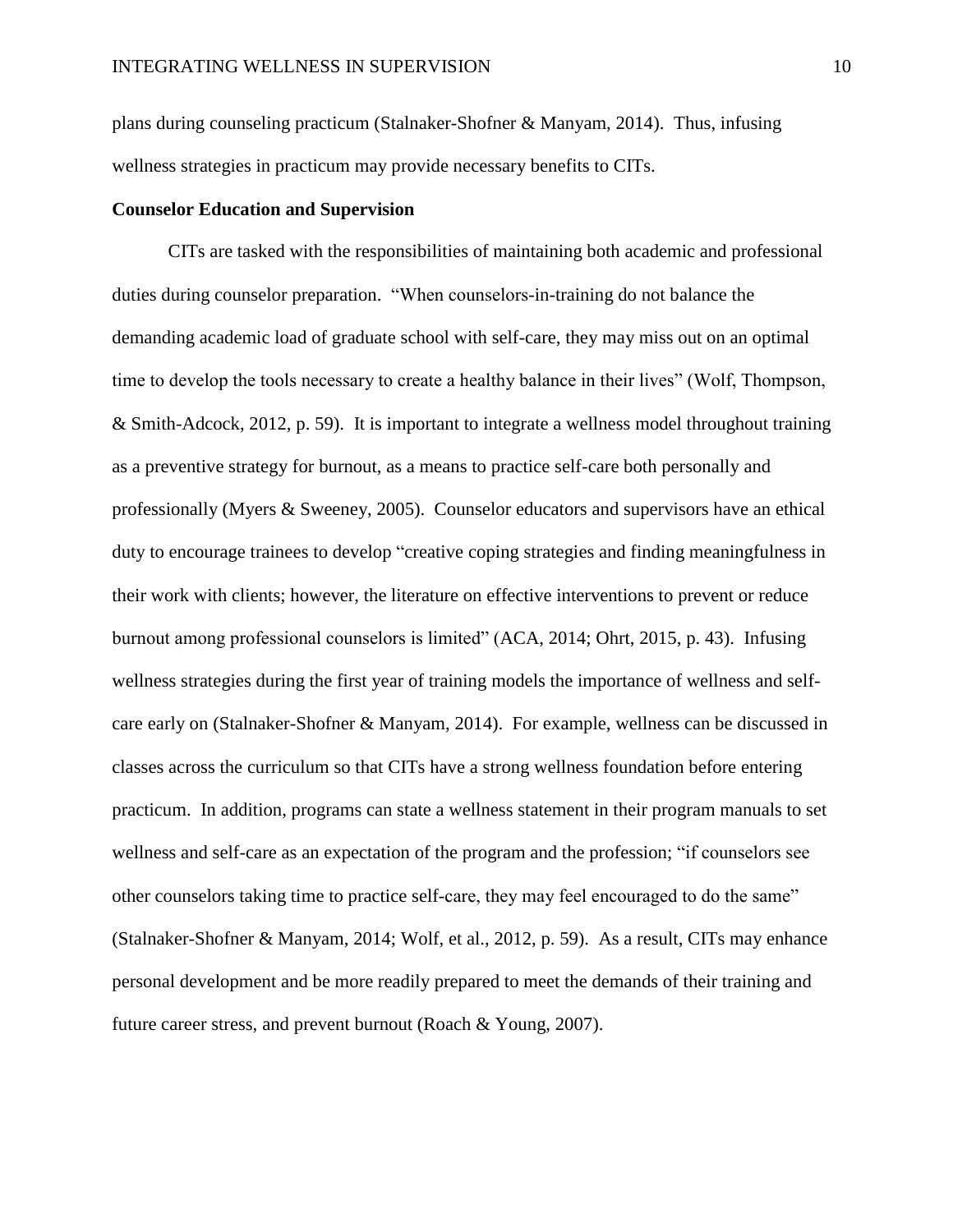plans during counseling practicum (Stalnaker-Shofner & Manyam, 2014). Thus, infusing wellness strategies in practicum may provide necessary benefits to CITs.

**Counselor Education and Supervision**

CITs are tasked with the responsibilities of maintaining both academic and professional duties during counselor preparation. "When counselors-in-training do not balance the demanding academic load of graduate school with self-care, they may miss out on an optimal time to develop the tools necessary to create a healthy balance in their lives" (Wolf, Thompson, & Smith-Adcock, 2012, p. 59). It is important to integrate a wellness model throughout training as a preventive strategy for burnout, as a means to practice self-care both personally and professionally (Myers & Sweeney, 2005). Counselor educators and supervisors have an ethical duty to encourage trainees to develop "creative coping strategies and finding meaningfulness in their work with clients; however, the literature on effective interventions to prevent or reduce burnout among professional counselors is limited" (ACA, 2014; Ohrt, 2015, p. 43). Infusing wellness strategies during the first year of training models the importance of wellness and self-care early on (Stalnaker-Shofner & Manyam, 2014). For example, wellness can be discussed in classes across the curriculum so that CITs have a strong wellness foundation before entering practicum. In addition, programs can state a wellness statement in their program manuals to set wellness and self-care as an expectation of the program and the profession; "if counselors see other counselors taking time to practice self-care, they may feel encouraged to do the same" (Stalnaker-Shofner & Manyam, 2014; Wolf, et al., 2012, p. 59). As a result, CITs may enhance personal development and be more readily prepared to meet the demands of their training and future career stress, and prevent burnout (Roach & Young, 2007).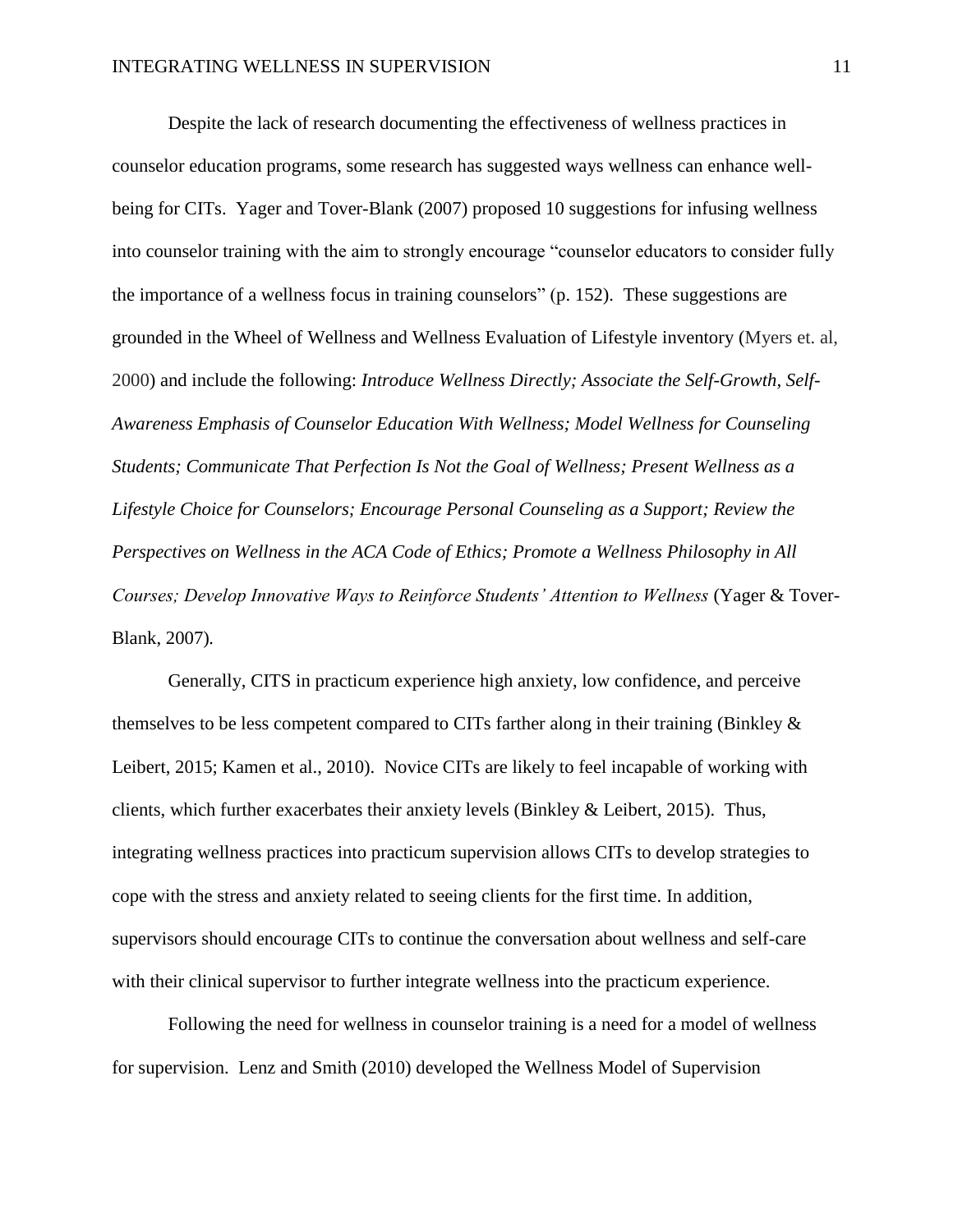Despite the lack of research documenting the effectiveness of wellness practices in counselor education programs, some research has suggested ways wellness can enhance well-being for CITs. Yager and Tover-Blank (2007) proposed 10 suggestions for infusing wellness into counselor training with the aim to strongly encourage "counselor educators to consider fully the importance of a wellness focus in training counselors" (p. 152). These suggestions are grounded in the Wheel of Wellness and Wellness Evaluation of Lifestyle inventory (Myers et. al, 2000) and include the following: *Introduce Wellness Directly; Associate the Self-Growth, Self-Awareness Emphasis of Counselor Education With Wellness; Model Wellness for Counseling Students; Communicate That Perfection Is Not the Goal of Wellness; Present Wellness as a Lifestyle Choice for Counselors; Encourage Personal Counseling as a Support; Review the Perspectives on Wellness in the ACA Code of Ethics; Promote a Wellness Philosophy in All Courses; Develop Innovative Ways to Reinforce Students' Attention to Wellness* (Yager & Tover-Blank, 2007).

Generally, CITS in practicum experience high anxiety, low confidence, and perceive themselves to be less competent compared to CITs farther along in their training (Binkley & Leibert, 2015; Kamen et al., 2010). Novice CITs are likely to feel incapable of working with clients, which further exacerbates their anxiety levels (Binkley & Leibert, 2015). Thus, integrating wellness practices into practicum supervision allows CITs to develop strategies to cope with the stress and anxiety related to seeing clients for the first time. In addition, supervisors should encourage CITs to continue the conversation about wellness and self-care with their clinical supervisor to further integrate wellness into the practicum experience.

Following the need for wellness in counselor training is a need for a model of wellness for supervision. Lenz and Smith (2010) developed the Wellness Model of Supervision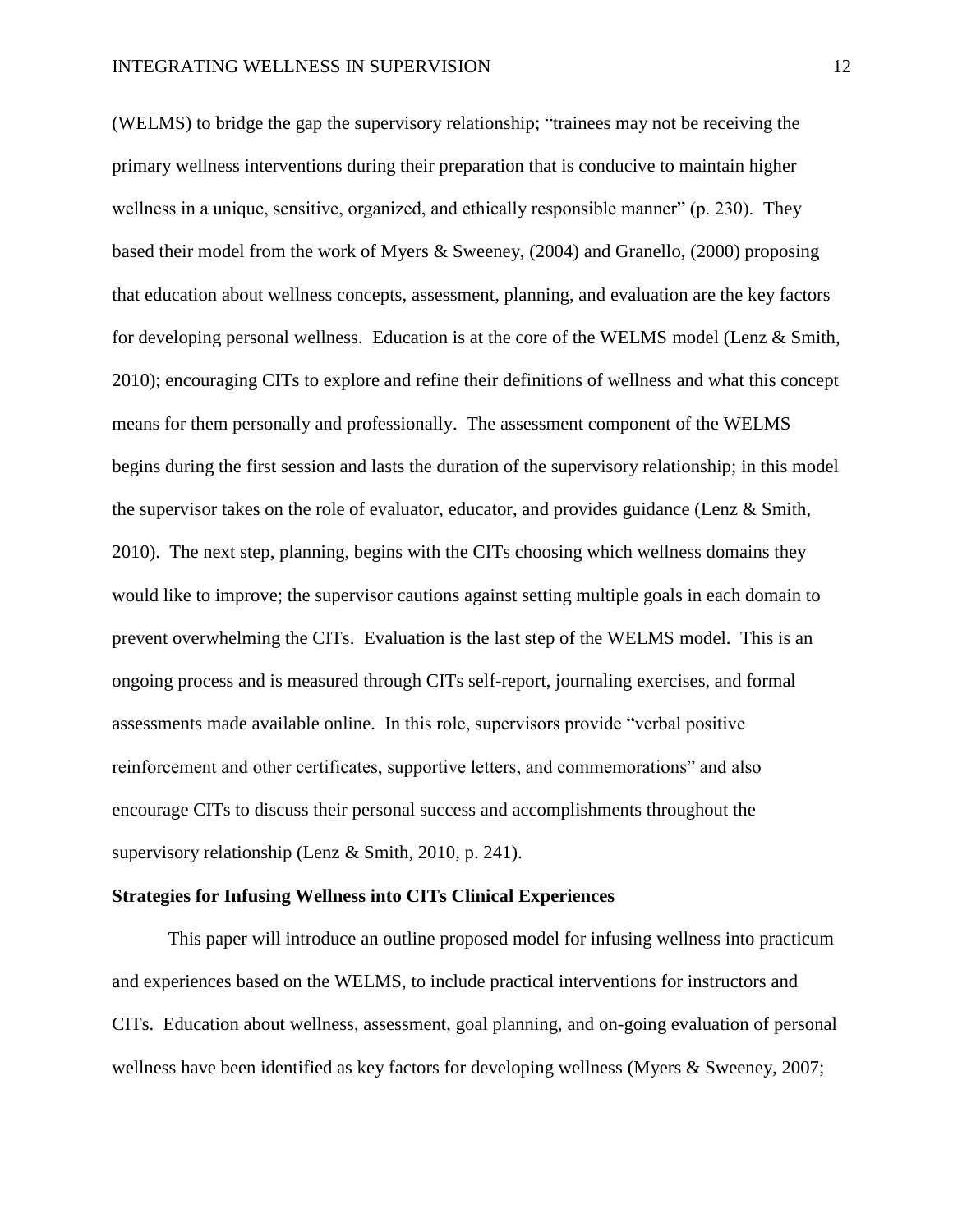(WELMS) to bridge the gap the supervisory relationship; "trainees may not be receiving the primary wellness interventions during their preparation that is conducive to maintain higher wellness in a unique, sensitive, organized, and ethically responsible manner" (p. 230). They based their model from the work of Myers & Sweeney, (2004) and Granello, (2000) proposing that education about wellness concepts, assessment, planning, and evaluation are the key factors for developing personal wellness. Education is at the core of the WELMS model (Lenz & Smith, 2010); encouraging CITs to explore and refine their definitions of wellness and what this concept means for them personally and professionally. The assessment component of the WELMS begins during the first session and lasts the duration of the supervisory relationship; in this model the supervisor takes on the role of evaluator, educator, and provides guidance (Lenz & Smith, 2010). The next step, planning, begins with the CITs choosing which wellness domains they would like to improve; the supervisor cautions against setting multiple goals in each domain to prevent overwhelming the CITs. Evaluation is the last step of the WELMS model. This is an ongoing process and is measured through CITs self-report, journaling exercises, and formal assessments made available online. In this role, supervisors provide "verbal positive reinforcement and other certificates, supportive letters, and commemorations" and also encourage CITs to discuss their personal success and accomplishments throughout the supervisory relationship (Lenz & Smith, 2010, p. 241).

**Strategies for Infusing Wellness into CITs Clinical Experiences**

This paper will introduce an outline proposed model for infusing wellness into practicum and experiences based on the WELMS, to include practical interventions for instructors and CITs. Education about wellness, assessment, goal planning, and on-going evaluation of personal wellness have been identified as key factors for developing wellness (Myers & Sweeney, 2007;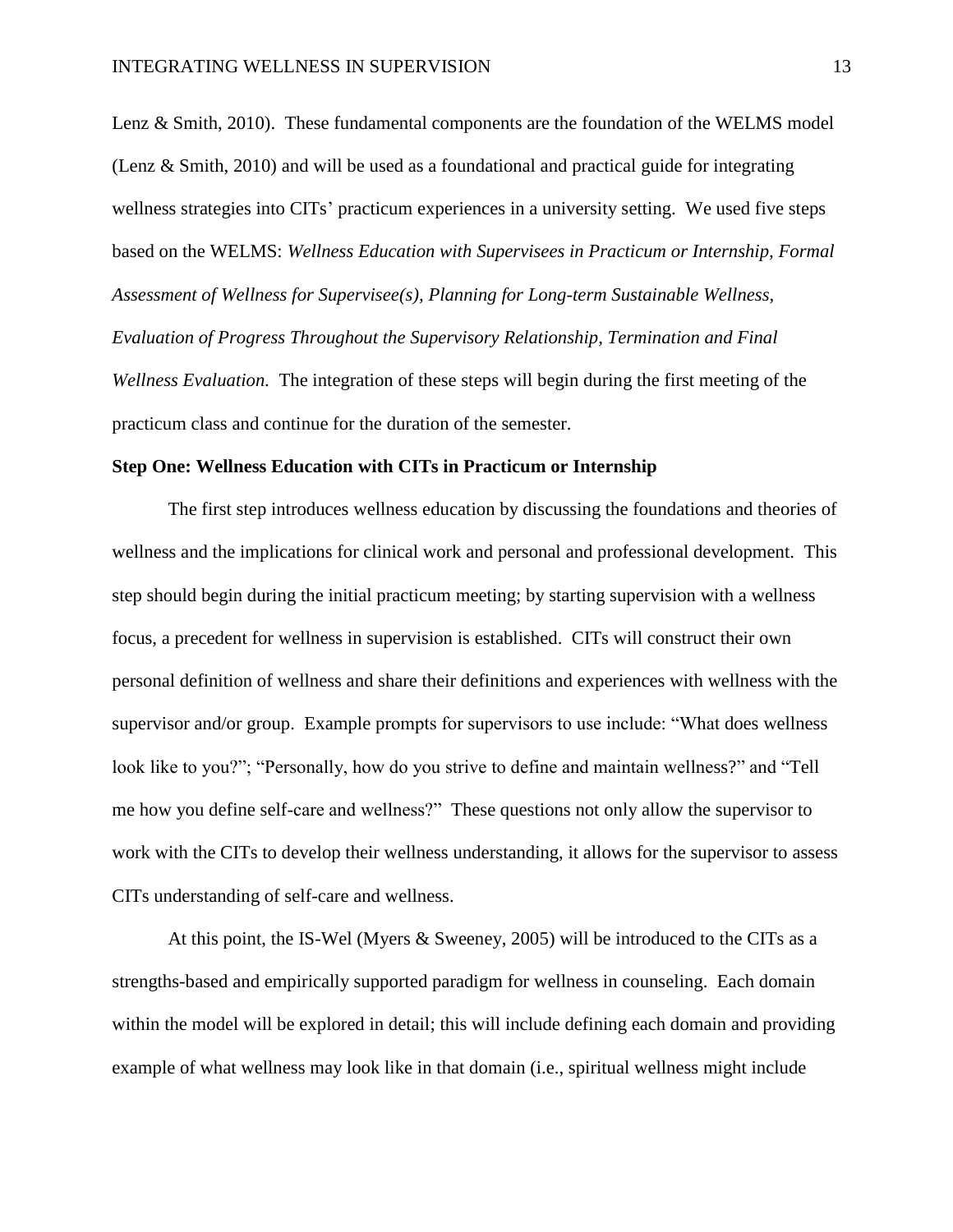Lenz & Smith, 2010). These fundamental components are the foundation of the WELMS model (Lenz & Smith, 2010) and will be used as a foundational and practical guide for integrating wellness strategies into CITs' practicum experiences in a university setting. We used five steps based on the WELMS: *Wellness Education with Supervisees in Practicum or Internship, Formal Assessment of Wellness for Supervisee(s), Planning for Long-term Sustainable Wellness, Evaluation of Progress Throughout the Supervisory Relationship, Termination and Final Wellness Evaluation.* The integration of these steps will begin during the first meeting of the practicum class and continue for the duration of the semester.

**Step One: Wellness Education with CITs in Practicum or Internship**

The first step introduces wellness education by discussing the foundations and theories of wellness and the implications for clinical work and personal and professional development. This step should begin during the initial practicum meeting; by starting supervision with a wellness focus, a precedent for wellness in supervision is established. CITs will construct their own personal definition of wellness and share their definitions and experiences with wellness with the supervisor and/or group. Example prompts for supervisors to use include: "What does wellness look like to you?"; "Personally, how do you strive to define and maintain wellness?" and "Tell me how you define self-care and wellness?" These questions not only allow the supervisor to work with the CITs to develop their wellness understanding, it allows for the supervisor to assess CITs understanding of self-care and wellness.

At this point, the IS-Wel (Myers & Sweeney, 2005) will be introduced to the CITs as a strengths-based and empirically supported paradigm for wellness in counseling. Each domain within the model will be explored in detail; this will include defining each domain and providing example of what wellness may look like in that domain (i.e., spiritual wellness might include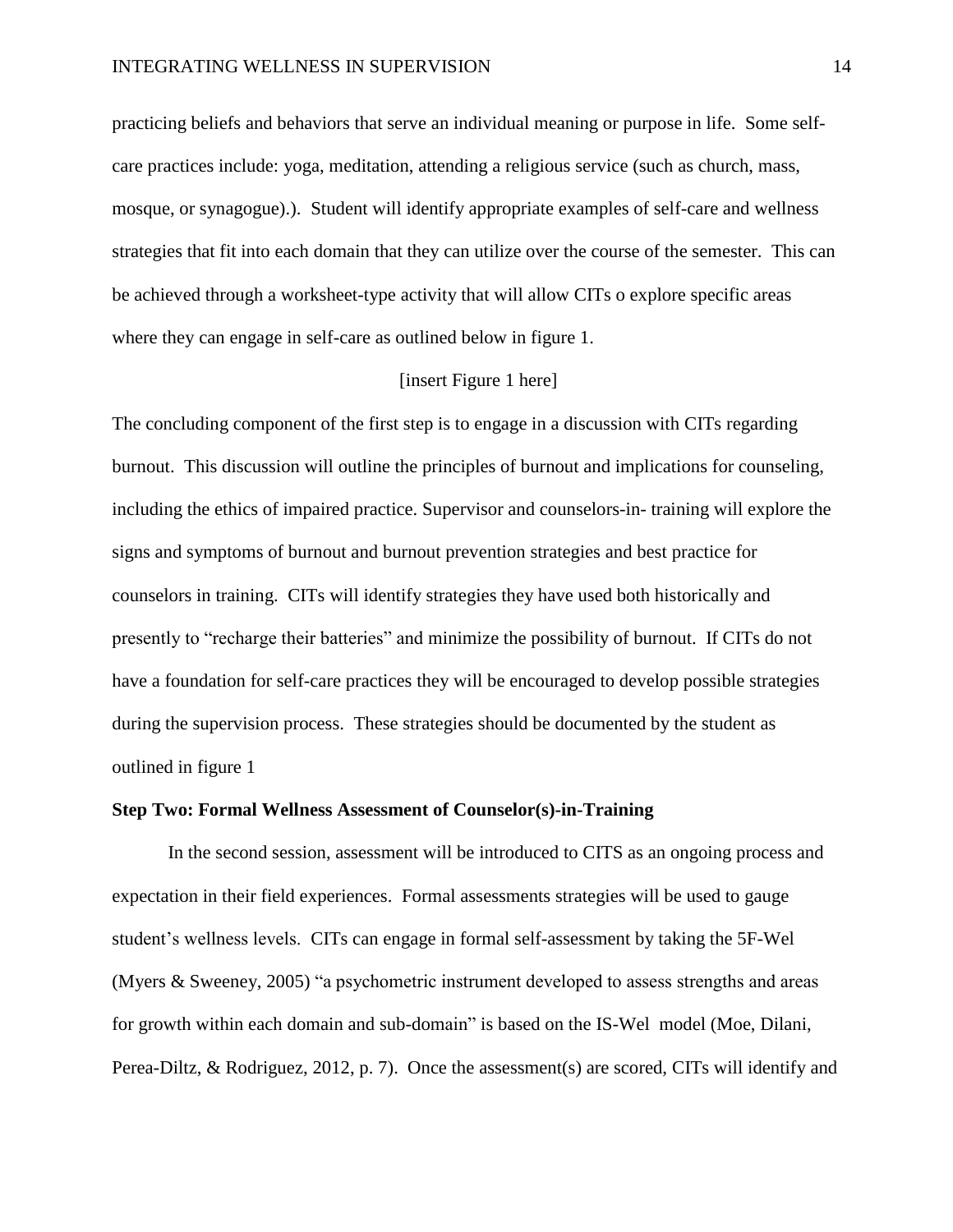practicing beliefs and behaviors that serve an individual meaning or purpose in life. Some self-care practices include: yoga, meditation, attending a religious service (such as church, mass, mosque, or synagogue).). Student will identify appropriate examples of self-care and wellness strategies that fit into each domain that they can utilize over the course of the semester. This can be achieved through a worksheet-type activity that will allow CITs o explore specific areas where they can engage in self-care as outlined below in figure 1.

[insert Figure 1 here]

The concluding component of the first step is to engage in a discussion with CITs regarding burnout. This discussion will outline the principles of burnout and implications for counseling, including the ethics of impaired practice. Supervisor and counselors-in- training will explore the signs and symptoms of burnout and burnout prevention strategies and best practice for counselors in training. CITs will identify strategies they have used both historically and presently to "recharge their batteries" and minimize the possibility of burnout. If CITs do not have a foundation for self-care practices they will be encouraged to develop possible strategies during the supervision process. These strategies should be documented by the student as outlined in figure 1

**Step Two: Formal Wellness Assessment of Counselor(s)-in-Training**

In the second session, assessment will be introduced to CITS as an ongoing process and expectation in their field experiences. Formal assessments strategies will be used to gauge student's wellness levels. CITs can engage in formal self-assessment by taking the 5F-Wel (Myers & Sweeney, 2005) "a psychometric instrument developed to assess strengths and areas for growth within each domain and sub-domain" is based on the IS-Wel model (Moe, Dilani, Perea-Diltz, & Rodriguez, 2012, p. 7). Once the assessment(s) are scored, CITs will identify and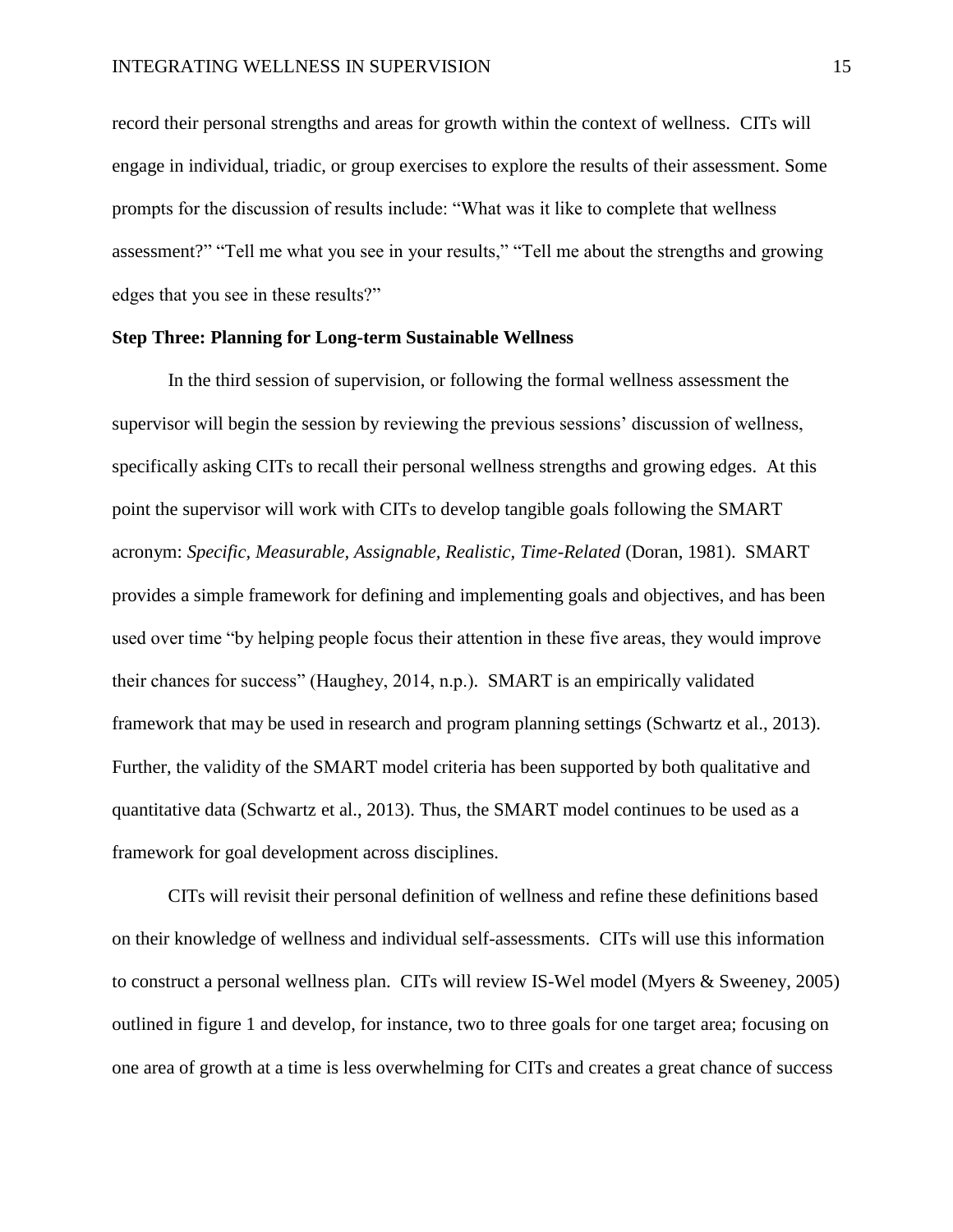record their personal strengths and areas for growth within the context of wellness. CITs will engage in individual, triadic, or group exercises to explore the results of their assessment. Some prompts for the discussion of results include: "What was it like to complete that wellness assessment?" "Tell me what you see in your results," "Tell me about the strengths and growing edges that you see in these results?"

**Step Three: Planning for Long-term Sustainable Wellness**

In the third session of supervision, or following the formal wellness assessment the supervisor will begin the session by reviewing the previous sessions' discussion of wellness, specifically asking CITs to recall their personal wellness strengths and growing edges. At this point the supervisor will work with CITs to develop tangible goals following the SMART acronym: *Specific, Measurable, Assignable, Realistic, Time-Related* (Doran, 1981). SMART provides a simple framework for defining and implementing goals and objectives, and has been used over time "by helping people focus their attention in these five areas, they would improve their chances for success" (Haughey, 2014, n.p.). SMART is an empirically validated framework that may be used in research and program planning settings (Schwartz et al., 2013). Further, the validity of the SMART model criteria has been supported by both qualitative and quantitative data (Schwartz et al., 2013). Thus, the SMART model continues to be used as a framework for goal development across disciplines.

CITs will revisit their personal definition of wellness and refine these definitions based on their knowledge of wellness and individual self-assessments. CITs will use this information to construct a personal wellness plan. CITs will review IS-Wel model (Myers & Sweeney, 2005) outlined in figure 1 and develop, for instance, two to three goals for one target area; focusing on one area of growth at a time is less overwhelming for CITs and creates a great chance of success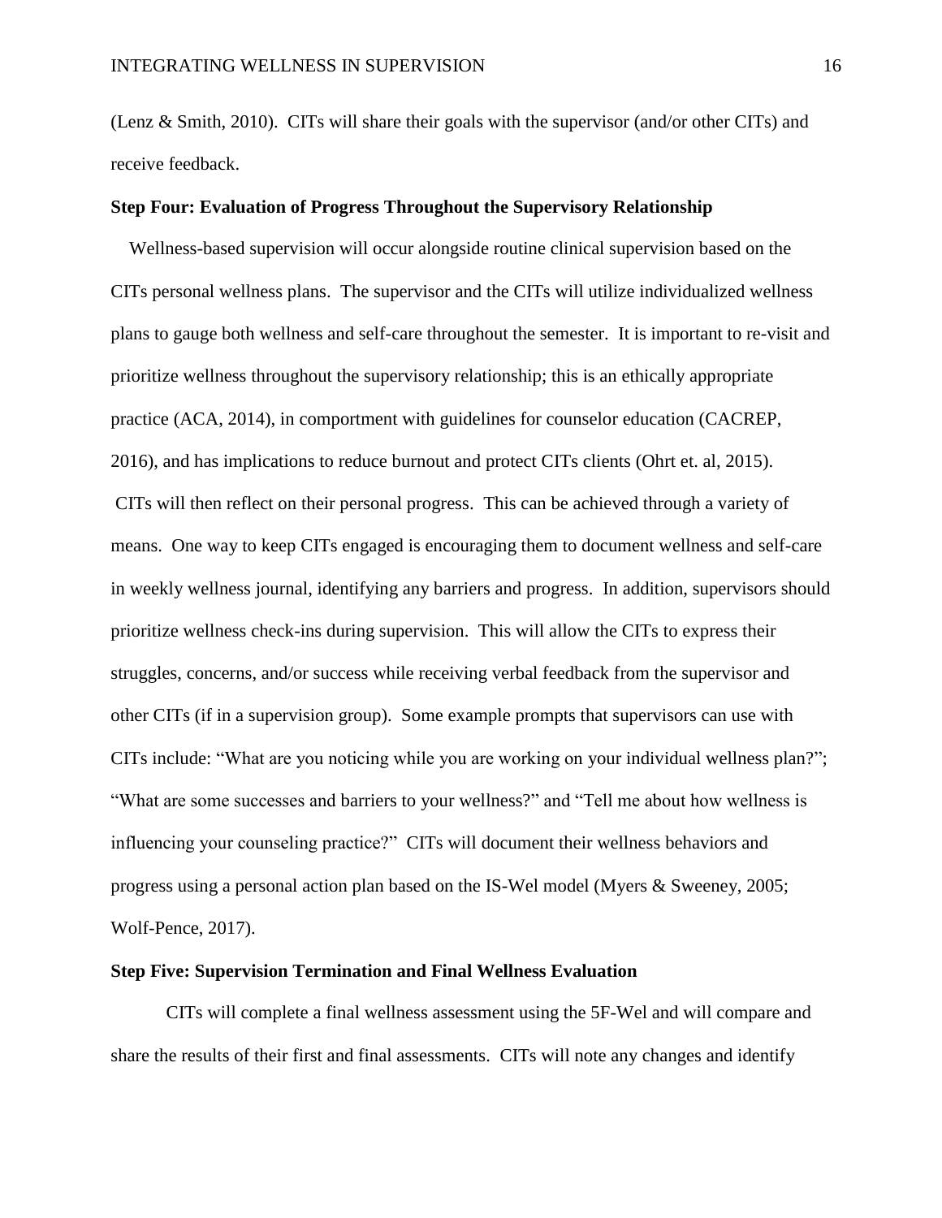(Lenz & Smith, 2010). CITs will share their goals with the supervisor (and/or other CITs) and receive feedback.

**Step Four: Evaluation of Progress Throughout the Supervisory Relationship**

Wellness-based supervision will occur alongside routine clinical supervision based on the CITs personal wellness plans. The supervisor and the CITs will utilize individualized wellness plans to gauge both wellness and self-care throughout the semester. It is important to re-visit and prioritize wellness throughout the supervisory relationship; this is an ethically appropriate practice (ACA, 2014), in comportment with guidelines for counselor education (CACREP, 2016), and has implications to reduce burnout and protect CITs clients (Ohrt et. al, 2015). CITs will then reflect on their personal progress. This can be achieved through a variety of means. One way to keep CITs engaged is encouraging them to document wellness and self-care in weekly wellness journal, identifying any barriers and progress. In addition, supervisors should prioritize wellness check-ins during supervision. This will allow the CITs to express their struggles, concerns, and/or success while receiving verbal feedback from the supervisor and other CITs (if in a supervision group). Some example prompts that supervisors can use with CITs include: "What are you noticing while you are working on your individual wellness plan?"; "What are some successes and barriers to your wellness?" and "Tell me about how wellness is influencing your counseling practice?" CITs will document their wellness behaviors and progress using a personal action plan based on the IS-Wel model (Myers & Sweeney, 2005; Wolf-Pence, 2017).

**Step Five: Supervision Termination and Final Wellness Evaluation**

CITs will complete a final wellness assessment using the 5F-Wel and will compare and share the results of their first and final assessments. CITs will note any changes and identify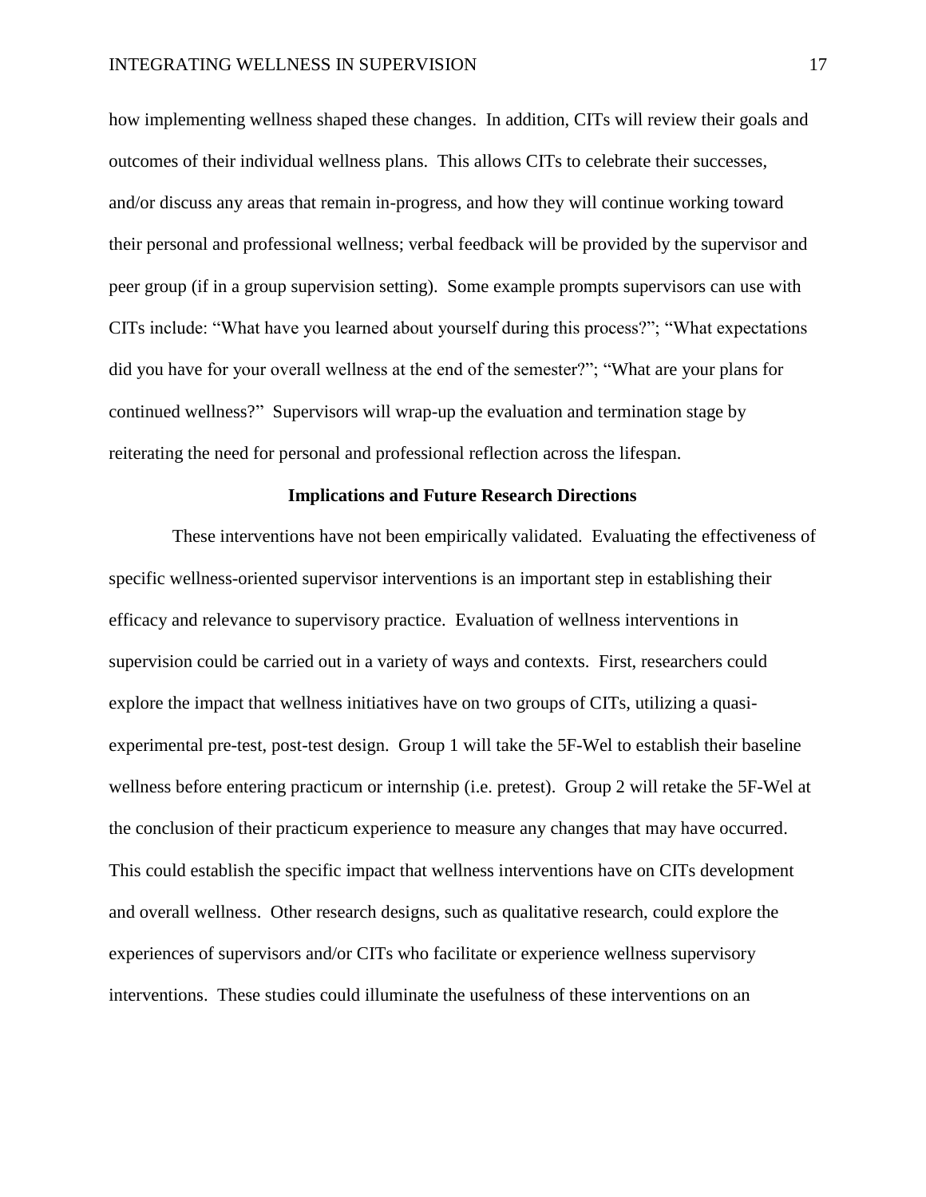how implementing wellness shaped these changes. In addition, CITs will review their goals and outcomes of their individual wellness plans. This allows CITs to celebrate their successes, and/or discuss any areas that remain in-progress, and how they will continue working toward their personal and professional wellness; verbal feedback will be provided by the supervisor and peer group (if in a group supervision setting). Some example prompts supervisors can use with CITs include: "What have you learned about yourself during this process?"; "What expectations did you have for your overall wellness at the end of the semester?"; "What are your plans for continued wellness?" Supervisors will wrap-up the evaluation and termination stage by reiterating the need for personal and professional reflection across the lifespan.

## Implications and Future Research Directions

These interventions have not been empirically validated. Evaluating the effectiveness of specific wellness-oriented supervisor interventions is an important step in establishing their efficacy and relevance to supervisory practice. Evaluation of wellness interventions in supervision could be carried out in a variety of ways and contexts. First, researchers could explore the impact that wellness initiatives have on two groups of CITs, utilizing a quasi-experimental pre-test, post-test design. Group 1 will take the 5F-Wel to establish their baseline wellness before entering practicum or internship (i.e. pretest). Group 2 will retake the 5F-Wel at the conclusion of their practicum experience to measure any changes that may have occurred. This could establish the specific impact that wellness interventions have on CITs development and overall wellness. Other research designs, such as qualitative research, could explore the experiences of supervisors and/or CITs who facilitate or experience wellness supervisory interventions. These studies could illuminate the usefulness of these interventions on an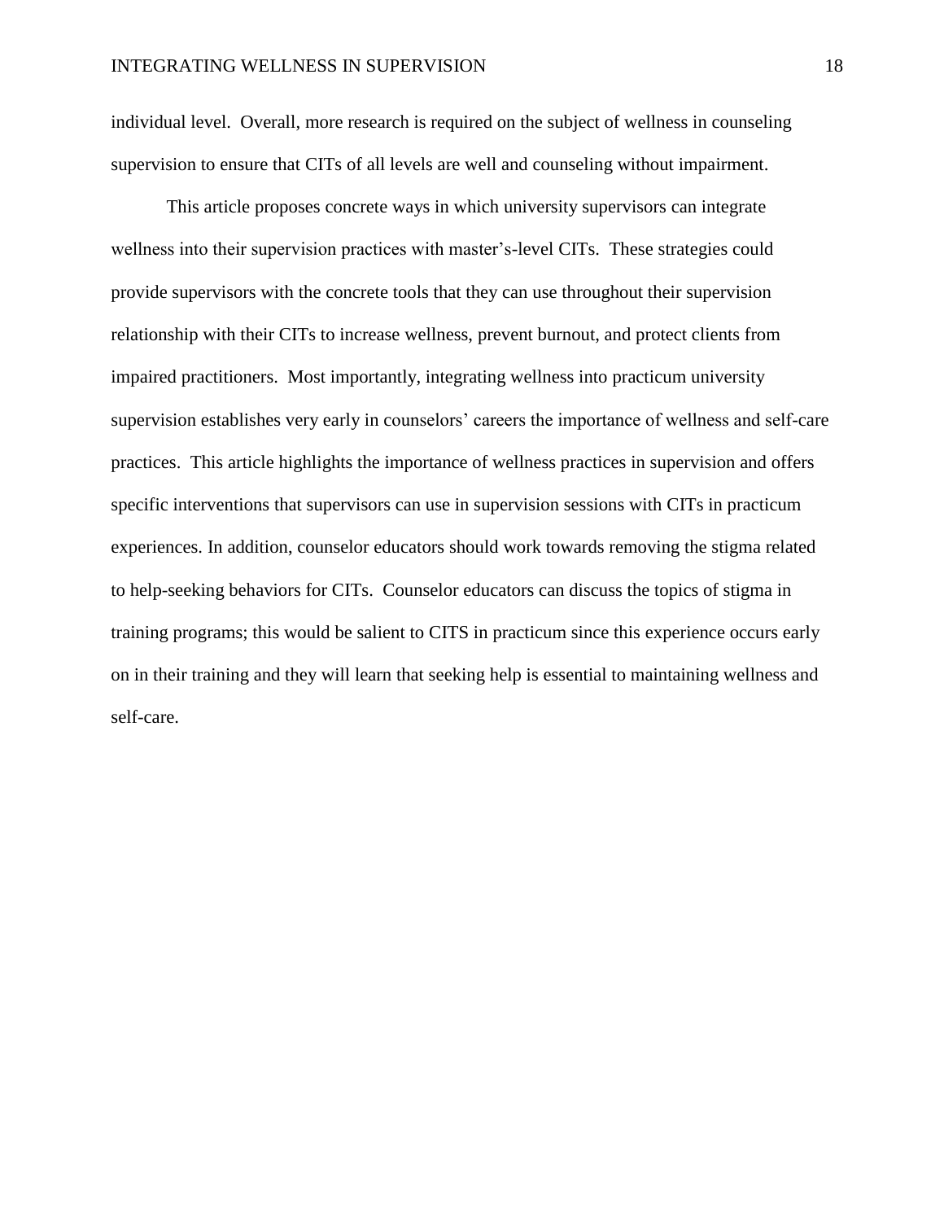individual level. Overall, more research is required on the subject of wellness in counseling supervision to ensure that CITs of all levels are well and counseling without impairment.

This article proposes concrete ways in which university supervisors can integrate wellness into their supervision practices with master's-level CITs. These strategies could provide supervisors with the concrete tools that they can use throughout their supervision relationship with their CITs to increase wellness, prevent burnout, and protect clients from impaired practitioners. Most importantly, integrating wellness into practicum university supervision establishes very early in counselors' careers the importance of wellness and self-care practices. This article highlights the importance of wellness practices in supervision and offers specific interventions that supervisors can use in supervision sessions with CITs in practicum experiences. In addition, counselor educators should work towards removing the stigma related to help-seeking behaviors for CITs. Counselor educators can discuss the topics of stigma in training programs; this would be salient to CITS in practicum since this experience occurs early on in their training and they will learn that seeking help is essential to maintaining wellness and self-care.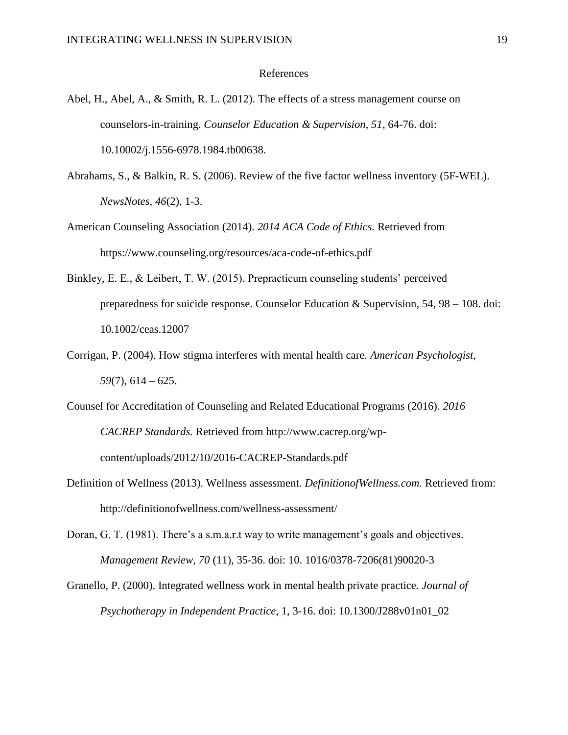# References

Abel, H., Abel, A., & Smith, R. L. (2012). The effects of a stress management course on counselors-in-training. *Counselor Education & Supervision*, *51*, 64-76. doi: 10.10002/j.1556-6978.1984.tb00638.

Abrahams, S., & Balkin, R. S. (2006). Review of the five factor wellness inventory (5F-WEL). *NewsNotes*, *46*(2), 1-3.

American Counseling Association (2014). *2014 ACA Code of Ethics.* Retrieved from https://www.counseling.org/resources/aca-code-of-ethics.pdf

Binkley, E. E., & Leibert, T. W. (2015). Prepracticum counseling students' perceived preparedness for suicide response. Counselor Education & Supervision, 54, 98 – 108. doi: 10.1002/ceas.12007

Corrigan, P. (2004). How stigma interferes with mental health care. *American Psychologist*, *59*(7), 614 – 625.

Counsel for Accreditation of Counseling and Related Educational Programs (2016). *2016 CACREP Standards.* Retrieved from http://www.cacrep.org/wp-content/uploads/2012/10/2016-CACREP-Standards.pdf

Definition of Wellness (2013). Wellness assessment. *DefinitionofWellness.com.* Retrieved from: http://definitionofwellness.com/wellness-assessment/

Doran, G. T. (1981). There's a s.m.a.r.t way to write management's goals and objectives. *Management Review*, *70* (11), 35-36. doi: 10. 1016/0378-7206(81)90020-3

Granello, P. (2000). Integrated wellness work in mental health private practice. *Journal of Psychotherapy in Independent Practice*, 1, 3-16. doi: 10.1300/J288v01n01_02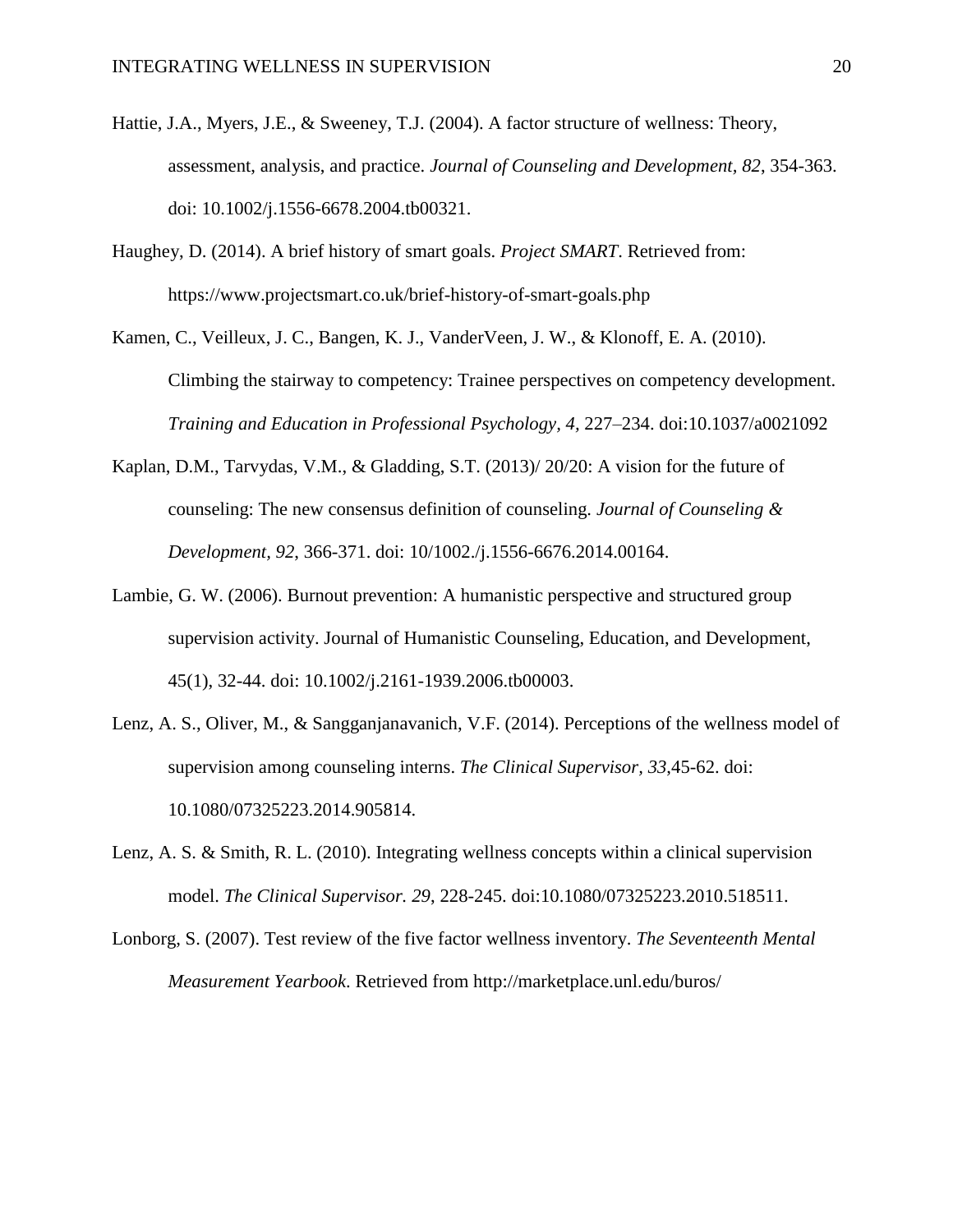Hattie, J.A., Myers, J.E., & Sweeney, T.J. (2004). A factor structure of wellness: Theory, assessment, analysis, and practice. *Journal of Counseling and Development, 82*, 354-363. doi: 10.1002/j.1556-6678.2004.tb00321.

Haughey, D. (2014). A brief history of smart goals. *Project SMART*. Retrieved from: https://www.projectsmart.co.uk/brief-history-of-smart-goals.php

Kamen, C., Veilleux, J. C., Bangen, K. J., VanderVeen, J. W., & Klonoff, E. A. (2010). Climbing the stairway to competency: Trainee perspectives on competency development. *Training and Education in Professional Psychology, 4,* 227–234. doi:10.1037/a0021092

Kaplan, D.M., Tarvydas, V.M., & Gladding, S.T. (2013)/ 20/20: A vision for the future of counseling: The new consensus definition of counseling. *Journal of Counseling & Development, 92*, 366-371. doi: 10/1002./j.1556-6676.2014.00164.

Lambie, G. W. (2006). Burnout prevention: A humanistic perspective and structured group supervision activity. Journal of Humanistic Counseling, Education, and Development, 45(1), 32-44. doi: 10.1002/j.2161-1939.2006.tb00003.

Lenz, A. S., Oliver, M., & Sangganjanavanich, V.F. (2014). Perceptions of the wellness model of supervision among counseling interns. *The Clinical Supervisor, 33*,45-62. doi: 10.1080/07325223.2014.905814.

Lenz, A. S. & Smith, R. L. (2010). Integrating wellness concepts within a clinical supervision model. *The Clinical Supervisor. 29*, 228-245. doi:10.1080/07325223.2010.518511.

Lonborg, S. (2007). Test review of the five factor wellness inventory. *The Seventeenth Mental Measurement Yearbook*. Retrieved from http://marketplace.unl.edu/buros/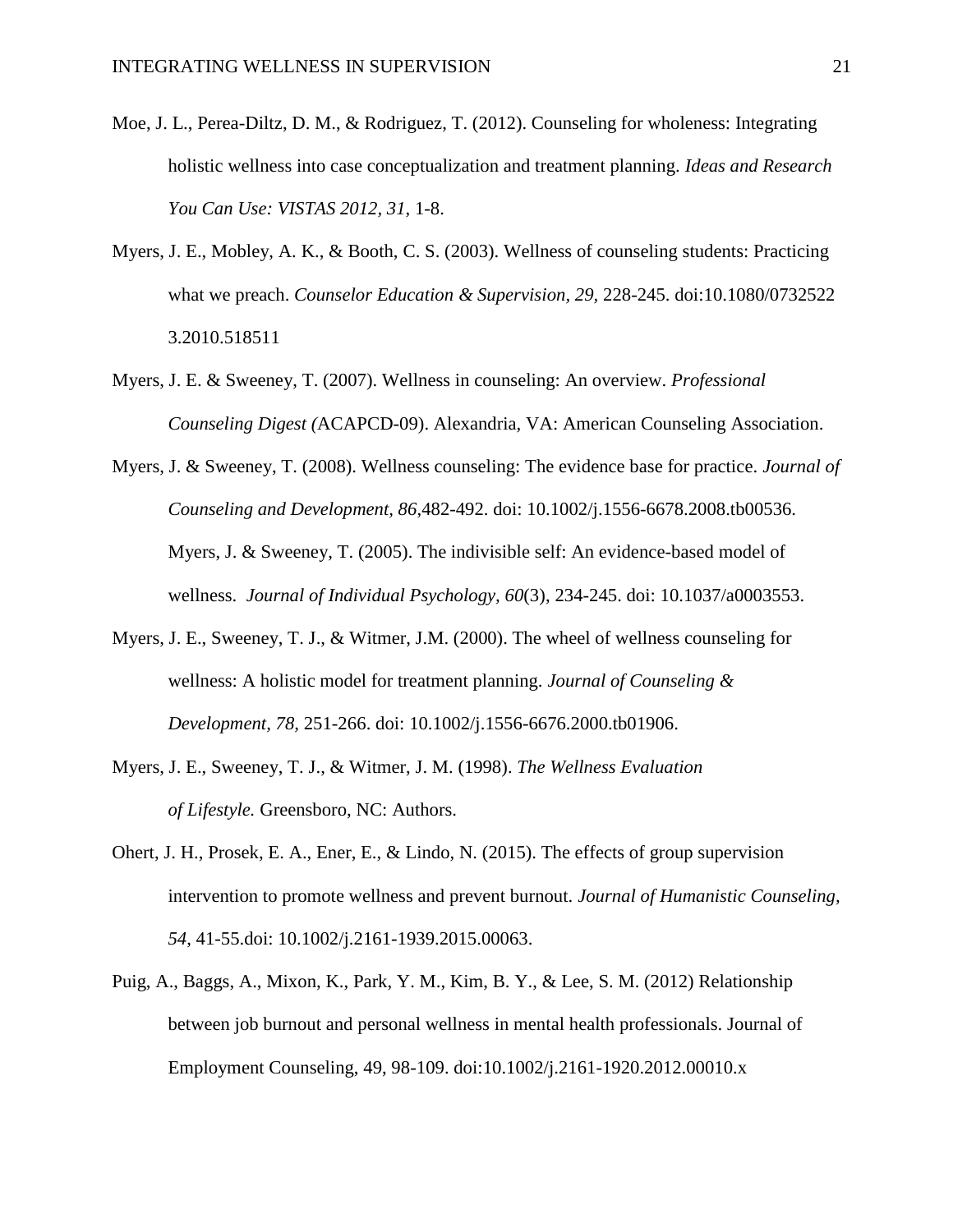Moe, J. L., Perea-Diltz, D. M., & Rodriguez, T. (2012). Counseling for wholeness: Integrating holistic wellness into case conceptualization and treatment planning. *Ideas and Research You Can Use: VISTAS 2012, 31*, 1-8.

Myers, J. E., Mobley, A. K., & Booth, C. S. (2003). Wellness of counseling students: Practicing what we preach. *Counselor Education & Supervision, 29*, 228-245. doi:10.1080/07325223.2010.518511

Myers, J. E. & Sweeney, T. (2007). Wellness in counseling: An overview. *Professional Counseling Digest (*ACAPCD-09). Alexandria, VA: American Counseling Association.

Myers, J. & Sweeney, T. (2008). Wellness counseling: The evidence base for practice. *Journal of Counseling and Development, 86*,482-492. doi: 10.1002/j.1556-6678.2008.tb00536. Myers, J. & Sweeney, T. (2005). The indivisible self: An evidence-based model of wellness. *Journal of Individual Psychology, 60*(3), 234-245. doi: 10.1037/a0003553.

Myers, J. E., Sweeney, T. J., & Witmer, J.M. (2000). The wheel of wellness counseling for wellness: A holistic model for treatment planning. *Journal of Counseling & Development, 78*, 251-266. doi: 10.1002/j.1556-6676.2000.tb01906.

Myers, J. E., Sweeney, T. J., & Witmer, J. M. (1998). *The Wellness Evaluation of Lifestyle.* Greensboro, NC: Authors.

Ohert, J. H., Prosek, E. A., Ener, E., & Lindo, N. (2015). The effects of group supervision intervention to promote wellness and prevent burnout. *Journal of Humanistic Counseling, 54*, 41-55.doi: 10.1002/j.2161-1939.2015.00063.

Puig, A., Baggs, A., Mixon, K., Park, Y. M., Kim, B. Y., & Lee, S. M. (2012) Relationship between job burnout and personal wellness in mental health professionals. Journal of Employment Counseling, 49, 98-109. doi:10.1002/j.2161-1920.2012.00010.x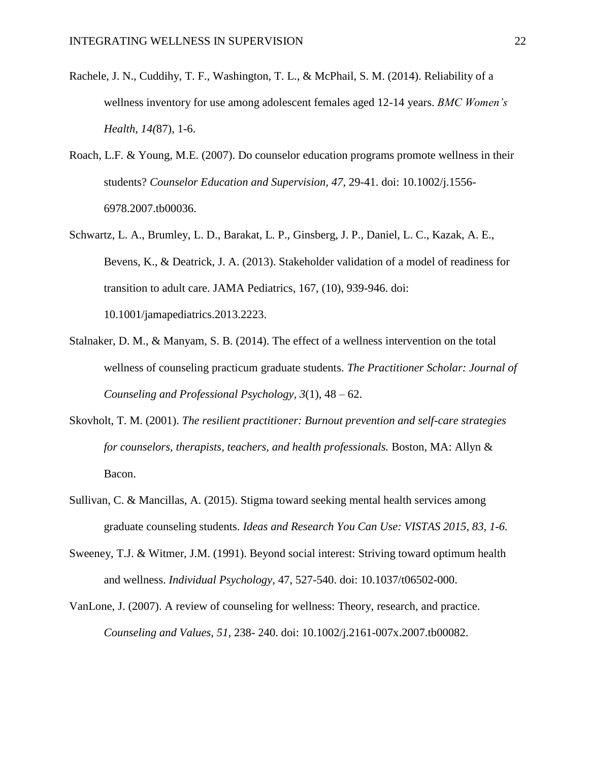Rachele, J. N., Cuddihy, T. F., Washington, T. L., & McPhail, S. M. (2014). Reliability of a wellness inventory for use among adolescent females aged 12-14 years. *BMC Women's Health, 14(*87), 1-6.

Roach, L.F. & Young, M.E. (2007). Do counselor education programs promote wellness in their students? *Counselor Education and Supervision, 47,* 29-41. doi: 10.1002/j.1556-6978.2007.tb00036.

Schwartz, L. A., Brumley, L. D., Barakat, L. P., Ginsberg, J. P., Daniel, L. C., Kazak, A. E., Bevens, K., & Deatrick, J. A. (2013). Stakeholder validation of a model of readiness for transition to adult care. JAMA Pediatrics, 167, (10), 939-946. doi: 10.1001/jamapediatrics.2013.2223.

Stalnaker, D. M., & Manyam, S. B. (2014). The effect of a wellness intervention on the total wellness of counseling practicum graduate students. *The Practitioner Scholar: Journal of Counseling and Professional Psychology, 3*(1), 48 – 62.

Skovholt, T. M. (2001). *The resilient practitioner: Burnout prevention and self-care strategies for counselors, therapists, teachers, and health professionals.* Boston, MA: Allyn & Bacon.

Sullivan, C. & Mancillas, A. (2015). Stigma toward seeking mental health services among graduate counseling students. *Ideas and Research You Can Use: VISTAS 2015, 83, 1-6.*

Sweeney, T.J. & Witmer, J.M. (1991). Beyond social interest: Striving toward optimum health and wellness. *Individual Psychology,* 47, 527-540. doi: 10.1037/t06502-000.

VanLone, J. (2007). A review of counseling for wellness: Theory, research, and practice. *Counseling and Values, 51*, 238- 240. doi: 10.1002/j.2161-007x.2007.tb00082.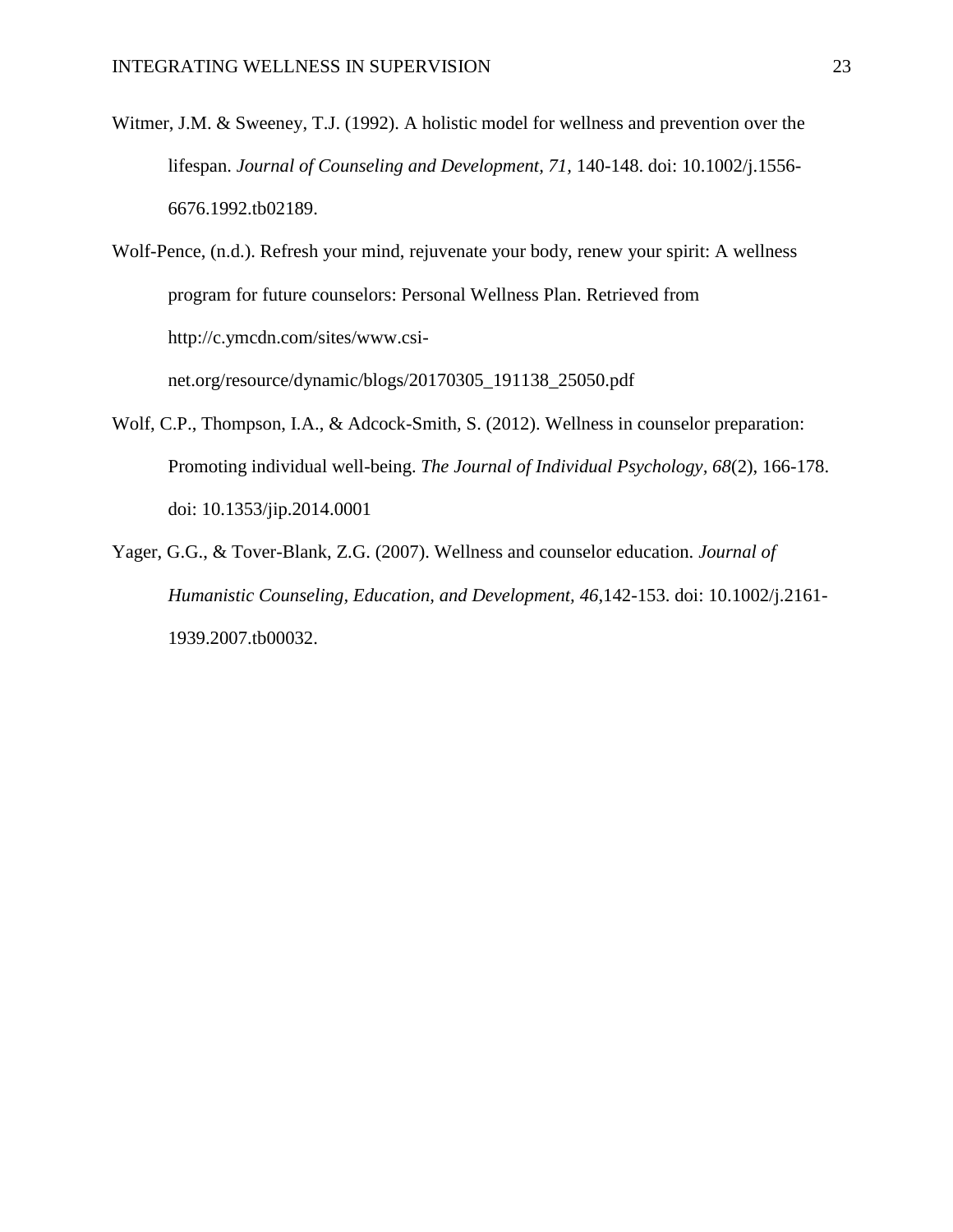Witmer, J.M. & Sweeney, T.J. (1992). A holistic model for wellness and prevention over the lifespan. *Journal of Counseling and Development, 71,* 140-148. doi: 10.1002/j.1556-6676.1992.tb02189.

Wolf-Pence, (n.d.). Refresh your mind, rejuvenate your body, renew your spirit: A wellness program for future counselors: Personal Wellness Plan. Retrieved from http://c.ymcdn.com/sites/www.csi-net.org/resource/dynamic/blogs/20170305_191138_25050.pdf

Wolf, C.P., Thompson, I.A., & Adcock-Smith, S. (2012). Wellness in counselor preparation: Promoting individual well-being. *The Journal of Individual Psychology, 68*(2), 166-178. doi: 10.1353/jip.2014.0001

Yager, G.G., & Tover-Blank, Z.G. (2007). Wellness and counselor education. *Journal of Humanistic Counseling, Education, and Development, 46,*142-153. doi: 10.1002/j.2161-1939.2007.tb00032.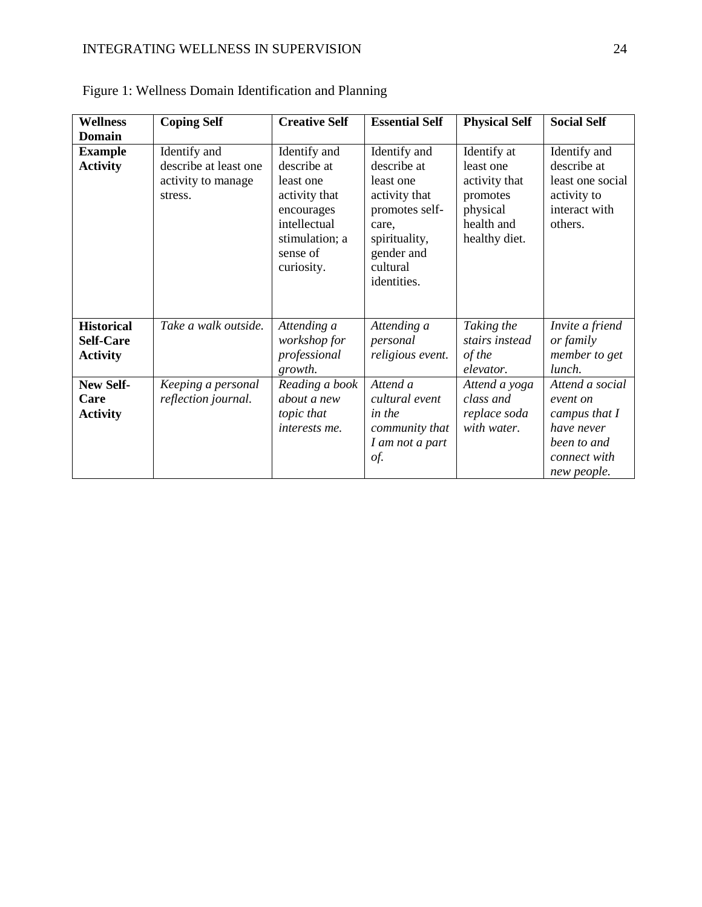Figure 1: Wellness Domain Identification and Planning

| **Wellness Domain** | **Coping Self** | **Creative Self** | **Essential Self** | **Physical Self** | **Social Self** |
|---|---|---|---|---|---|
| **Example Activity** | Identify and describe at least one activity to manage stress. | Identify and describe at least one activity that encourages intellectual stimulation; a sense of curiosity. | Identify and describe at least one activity that promotes self-care, spirituality, gender and cultural identities. | Identify at least one activity that promotes physical health and healthy diet. | Identify and describe at least one social activity to interact with others. |
| **Historical Self-Care Activity** | *Take a walk outside.* | *Attending a workshop for professional growth.* | *Attending a personal religious event.* | *Taking the stairs instead of the elevator.* | *Invite a friend or family member to get lunch.* |
| **New Self-Care Activity** | *Keeping a personal reflection journal.* | *Reading a book about a new topic that interests me.* | *Attend a cultural event in the community that I am not a part of.* | *Attend a yoga class and replace soda with water.* | *Attend a social event on campus that I have never been to and connect with new people.* |